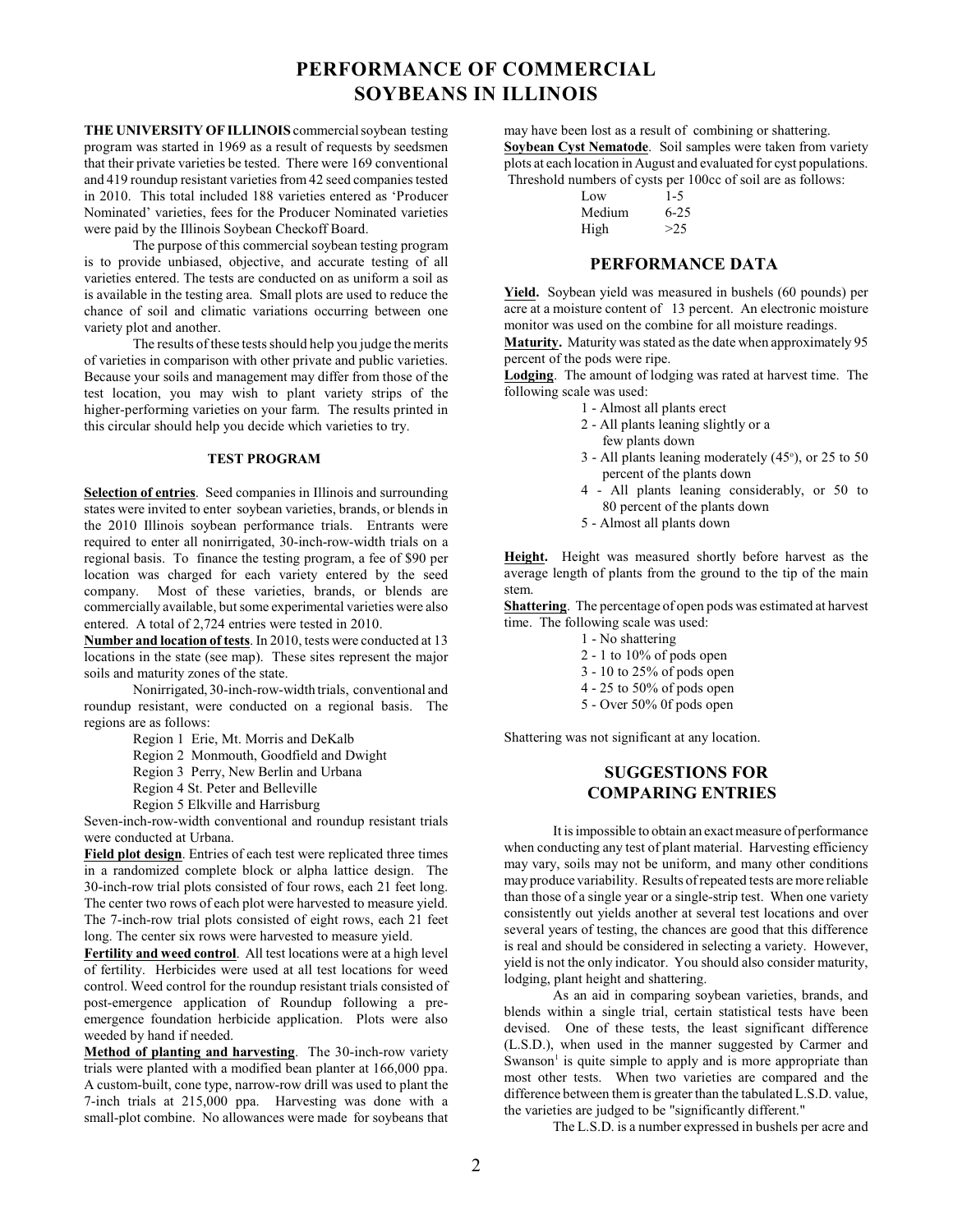# PERFORMANCE OF COMMERCIAL SOYBEANS IN ILLINOIS

**THE UNIVERSITY OF ILLINOIS** commercial soybean testing program was started in 1969 as a result of requests by seedsmen that their private varieties be tested. There were 169 conventional and 419 roundup resistant varieties from 42 seed companies tested in 2010. This total included 188 varieties entered as 'Producer Nominated' varieties, fees for the Producer Nominated varieties were paid by the Illinois Soybean Checkoff Board.

The purpose of this commercial soybean testing program is to provide unbiased, objective, and accurate testing of all varieties entered. The tests are conducted on as uniform a soil as is available in the testing area. Small plots are used to reduce the chance of soil and climatic variations occurring between one variety plot and another.

The results of these tests should help you judge the merits of varieties in comparison with other private and public varieties. Because your soils and management may differ from those of the test location, you may wish to plant variety strips of the higher-performing varieties on your farm. The results printed in this circular should help you decide which varieties to try.

## TEST PROGRAM

**Selection of entries**. Seed companies in Illinois and surrounding states were invited to enter soybean varieties, brands, or blends in the 2010 Illinois soybean performance trials. Entrants were required to enter all nonirrigated, 30-inch-row-width trials on a regional basis. To finance the testing program, a fee of $90 per location was charged for each variety entered by the seed company. Most of these varieties, brands, or blends are commercially available, but some experimental varieties were also entered. A total of 2,724 entries were tested in 2010.

**Number and location of tests**. In 2010, tests were conducted at 13 locations in the state (see map). These sites represent the major soils and maturity zones of the state.

Nonirrigated, 30-inch-row-width trials, conventional and roundup resistant, were conducted on a regional basis. The regions are as follows:

- Region 1 Erie, Mt. Morris and DeKalb
- Region 2 Monmouth, Goodfield and Dwight
- Region 3 Perry, New Berlin and Urbana
- Region 4 St. Peter and Belleville
- Region 5 Elkville and Harrisburg

Seven-inch-row-width conventional and roundup resistant trials were conducted at Urbana.

**Field plot design**. Entries of each test were replicated three times in a randomized complete block or alpha lattice design. The 30-inch-row trial plots consisted of four rows, each 21 feet long. The center two rows of each plot were harvested to measure yield. The 7-inch-row trial plots consisted of eight rows, each 21 feet long. The center six rows were harvested to measure yield.

**Fertility and weed control**. All test locations were at a high level of fertility. Herbicides were used at all test locations for weed control. Weed control for the roundup resistant trials consisted of post-emergence application of Roundup following a pre-emergence foundation herbicide application. Plots were also weeded by hand if needed.

**Method of planting and harvesting**. The 30-inch-row variety trials were planted with a modified bean planter at 166,000 ppa. A custom-built, cone type, narrow-row drill was used to plant the 7-inch trials at 215,000 ppa. Harvesting was done with a small-plot combine. No allowances were made for soybeans that may have been lost as a result of combining or shattering.

**Soybean Cyst Nematode**. Soil samples were taken from variety plots at each location in August and evaluated for cyst populations. Threshold numbers of cysts per 100cc of soil are as follows:

| | |
|---|---|
| Low | 1-5 |
| Medium | 6-25 |
| High | >25 |

## PERFORMANCE DATA

**Yield.** Soybean yield was measured in bushels (60 pounds) per acre at a moisture content of 13 percent. An electronic moisture monitor was used on the combine for all moisture readings.

**Maturity.** Maturity was stated as the date when approximately 95 percent of the pods were ripe.

**Lodging**. The amount of lodging was rated at harvest time. The following scale was used:

- 1 - Almost all plants erect
- 2 - All plants leaning slightly or a few plants down
- 3 - All plants leaning moderately (45°), or 25 to 50 percent of the plants down
- 4 - All plants leaning considerably, or 50 to 80 percent of the plants down
- 5 - Almost all plants down

**Height.** Height was measured shortly before harvest as the average length of plants from the ground to the tip of the main stem.

**Shattering**. The percentage of open pods was estimated at harvest time. The following scale was used:

- 1 - No shattering
- 2 - 1 to 10% of pods open
- 3 - 10 to 25% of pods open
- 4 - 25 to 50% of pods open
- 5 - Over 50% 0f pods open

Shattering was not significant at any location.

## SUGGESTIONS FOR COMPARING ENTRIES

It is impossible to obtain an exact measure of performance when conducting any test of plant material. Harvesting efficiency may vary, soils may not be uniform, and many other conditions may produce variability. Results of repeated tests are more reliable than those of a single year or a single-strip test. When one variety consistently out yields another at several test locations and over several years of testing, the chances are good that this difference is real and should be considered in selecting a variety. However, yield is not the only indicator. You should also consider maturity, lodging, plant height and shattering.

As an aid in comparing soybean varieties, brands, and blends within a single trial, certain statistical tests have been devised. One of these tests, the least significant difference (L.S.D.), when used in the manner suggested by Carmer and Swanson[1] is quite simple to apply and is more appropriate than most other tests. When two varieties are compared and the difference between them is greater than the tabulated L.S.D. value, the varieties are judged to be "significantly different."

The L.S.D. is a number expressed in bushels per acre and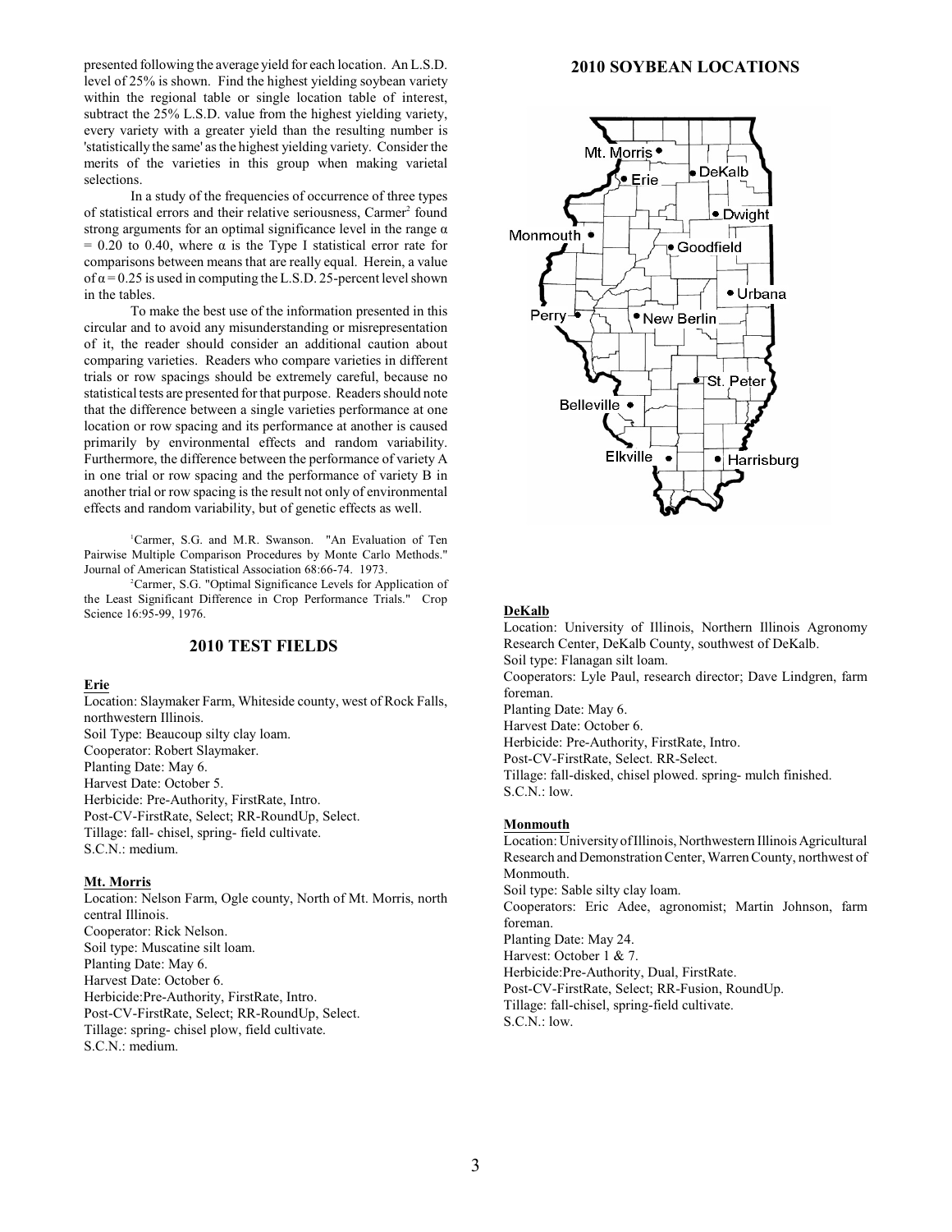presented following the average yield for each location. An L.S.D. level of 25% is shown. Find the highest yielding soybean variety within the regional table or single location table of interest, subtract the 25% L.S.D. value from the highest yielding variety, every variety with a greater yield than the resulting number is 'statistically the same' as the highest yielding variety. Consider the merits of the varieties in this group when making varietal selections.

In a study of the frequencies of occurrence of three types of statistical errors and their relative seriousness, Carmer[2] found strong arguments for an optimal significance level in the range $\alpha = 0.20$ to $0.40$, where $\alpha$ is the Type I statistical error rate for comparisons between means that are really equal. Herein, a value of $\alpha = 0.25$ is used in computing the L.S.D. 25-percent level shown in the tables.

To make the best use of the information presented in this circular and to avoid any misunderstanding or misrepresentation of it, the reader should consider an additional caution about comparing varieties. Readers who compare varieties in different trials or row spacings should be extremely careful, because no statistical tests are presented for that purpose. Readers should note that the difference between a single varieties performance at one location or row spacing and its performance at another is caused primarily by environmental effects and random variability. Furthermore, the difference between the performance of variety A in one trial or row spacing and the performance of variety B in another trial or row spacing is the result not only of environmental effects and random variability, but of genetic effects as well.

[1]Carmer, S.G. and M.R. Swanson. "An Evaluation of Ten Pairwise Multiple Comparison Procedures by Monte Carlo Methods." Journal of American Statistical Association 68:66-74. 1973.

[2]Carmer, S.G. "Optimal Significance Levels for Application of the Least Significant Difference in Crop Performance Trials." Crop Science 16:95-99, 1976.

## 2010 TEST FIELDS

**Erie**

Location: Slaymaker Farm, Whiteside county, west of Rock Falls, northwestern Illinois.
Soil Type: Beaucoup silty clay loam.
Cooperator: Robert Slaymaker.
Planting Date: May 6.
Harvest Date: October 5.
Herbicide: Pre-Authority, FirstRate, Intro.
Post-CV-FirstRate, Select; RR-RoundUp, Select.
Tillage: fall- chisel, spring- field cultivate.
S.C.N.: medium.

**Mt. Morris**

Location: Nelson Farm, Ogle county, North of Mt. Morris, north central Illinois.
Cooperator: Rick Nelson.
Soil type: Muscatine silt loam.
Planting Date: May 6.
Harvest Date: October 6.
Herbicide:Pre-Authority, FirstRate, Intro.
Post-CV-FirstRate, Select; RR-RoundUp, Select.
Tillage: spring- chisel plow, field cultivate.
S.C.N.: medium.

## 2010 SOYBEAN LOCATIONS

Mt. Morris, DeKalb, Erie, Dwight, Monmouth, Goodfield, Urbana, Perry, New Berlin, St. Peter, Belleville, Elkville, Harrisburg

**DeKalb**

Location: University of Illinois, Northern Illinois Agronomy Research Center, DeKalb County, southwest of DeKalb.
Soil type: Flanagan silt loam.
Cooperators: Lyle Paul, research director; Dave Lindgren, farm foreman.
Planting Date: May 6.
Harvest Date: October 6.
Herbicide: Pre-Authority, FirstRate, Intro.
Post-CV-FirstRate, Select. RR-Select.
Tillage: fall-disked, chisel plowed. spring- mulch finished.
S.C.N.: low.

**Monmouth**

Location: University of Illinois, Northwestern Illinois Agricultural Research and Demonstration Center, Warren County, northwest of Monmouth.
Soil type: Sable silty clay loam.
Cooperators: Eric Adee, agronomist; Martin Johnson, farm foreman.
Planting Date: May 24.
Harvest: October 1 & 7.
Herbicide:Pre-Authority, Dual, FirstRate.
Post-CV-FirstRate, Select; RR-Fusion, RoundUp.
Tillage: fall-chisel, spring-field cultivate.
S.C.N.: low.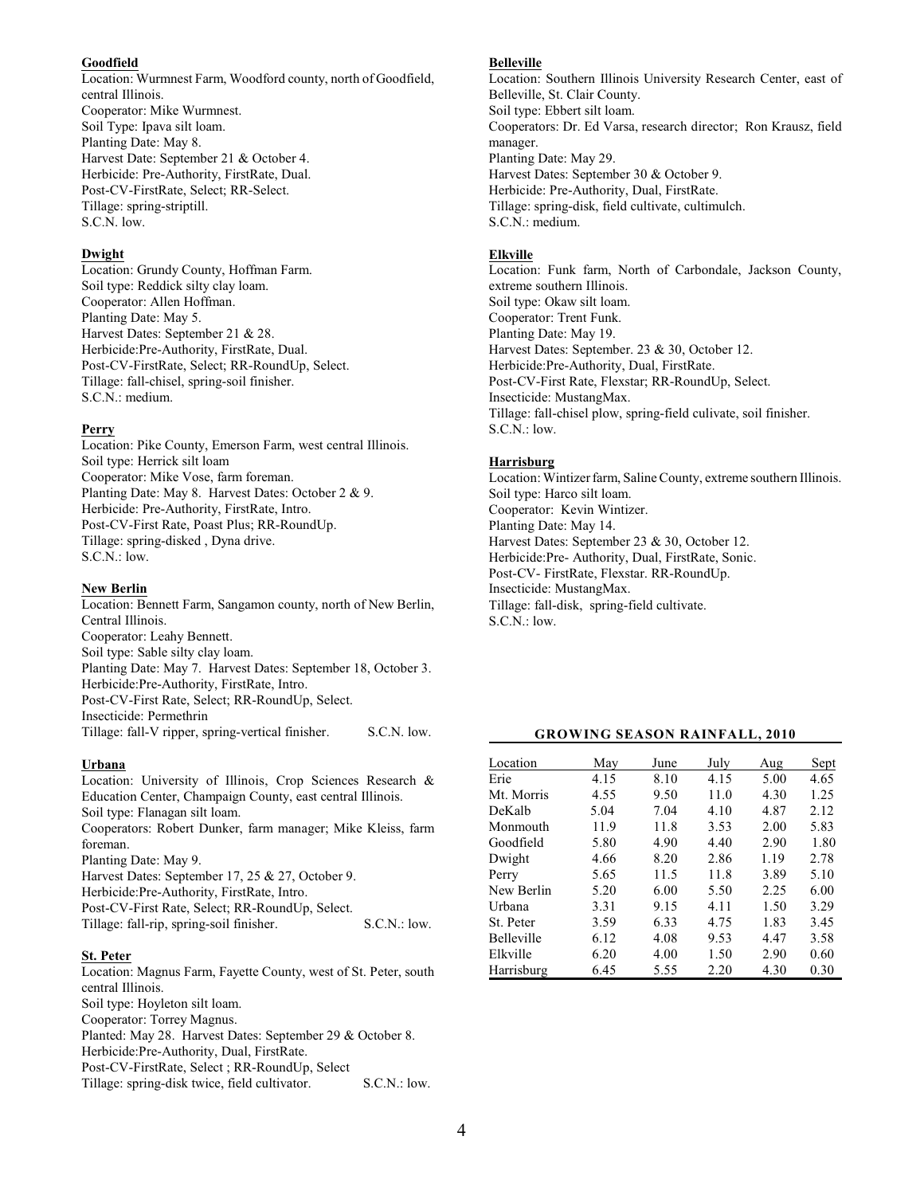**Goodfield**
Location: Wurmnest Farm, Woodford county, north of Goodfield, central Illinois.
Cooperator: Mike Wurmnest.
Soil Type: Ipava silt loam.
Planting Date: May 8.
Harvest Date: September 21 & October 4.
Herbicide: Pre-Authority, FirstRate, Dual.
Post-CV-FirstRate, Select; RR-Select.
Tillage: spring-striptill.
S.C.N. low.

**Dwight**
Location: Grundy County, Hoffman Farm.
Soil type: Reddick silty clay loam.
Cooperator: Allen Hoffman.
Planting Date: May 5.
Harvest Dates: September 21 & 28.
Herbicide:Pre-Authority, FirstRate, Dual.
Post-CV-FirstRate, Select; RR-RoundUp, Select.
Tillage: fall-chisel, spring-soil finisher.
S.C.N.: medium.

**Perry**
Location: Pike County, Emerson Farm, west central Illinois.
Soil type: Herrick silt loam
Cooperator: Mike Vose, farm foreman.
Planting Date: May 8. Harvest Dates: October 2 & 9.
Herbicide: Pre-Authority, FirstRate, Intro.
Post-CV-First Rate, Poast Plus; RR-RoundUp.
Tillage: spring-disked , Dyna drive.
S.C.N.: low.

**New Berlin**
Location: Bennett Farm, Sangamon county, north of New Berlin, Central Illinois.
Cooperator: Leahy Bennett.
Soil type: Sable silty clay loam.
Planting Date: May 7. Harvest Dates: September 18, October 3.
Herbicide:Pre-Authority, FirstRate, Intro.
Post-CV-First Rate, Select; RR-RoundUp, Select.
Insecticide: Permethrin
Tillage: fall-V ripper, spring-vertical finisher. S.C.N. low.

**Urbana**
Location: University of Illinois, Crop Sciences Research & Education Center, Champaign County, east central Illinois.
Soil type: Flanagan silt loam.
Cooperators: Robert Dunker, farm manager; Mike Kleiss, farm foreman.
Planting Date: May 9.
Harvest Dates: September 17, 25 & 27, October 9.
Herbicide:Pre-Authority, FirstRate, Intro.
Post-CV-First Rate, Select; RR-RoundUp, Select.
Tillage: fall-rip, spring-soil finisher. S.C.N.: low.

**St. Peter**
Location: Magnus Farm, Fayette County, west of St. Peter, south central Illinois.
Soil type: Hoyleton silt loam.
Cooperator: Torrey Magnus.
Planted: May 28. Harvest Dates: September 29 & October 8.
Herbicide:Pre-Authority, Dual, FirstRate.
Post-CV-FirstRate, Select ; RR-RoundUp, Select
Tillage: spring-disk twice, field cultivator. S.C.N.: low.

**Belleville**
Location: Southern Illinois University Research Center, east of Belleville, St. Clair County.
Soil type: Ebbert silt loam.
Cooperators: Dr. Ed Varsa, research director; Ron Krausz, field manager.
Planting Date: May 29.
Harvest Dates: September 30 & October 9.
Herbicide: Pre-Authority, Dual, FirstRate.
Tillage: spring-disk, field cultivate, cultimulch.
S.C.N.: medium.

**Elkville**
Location: Funk farm, North of Carbondale, Jackson County, extreme southern Illinois.
Soil type: Okaw silt loam.
Cooperator: Trent Funk.
Planting Date: May 19.
Harvest Dates: September. 23 & 30, October 12.
Herbicide:Pre-Authority, Dual, FirstRate.
Post-CV-First Rate, Flexstar; RR-RoundUp, Select.
Insecticide: MustangMax.
Tillage: fall-chisel plow, spring-field culivate, soil finisher.
S.C.N.: low.

**Harrisburg**
Location: Wintizer farm, Saline County, extreme southern Illinois.
Soil type: Harco silt loam.
Cooperator: Kevin Wintizer.
Planting Date: May 14.
Harvest Dates: September 23 & 30, October 12.
Herbicide:Pre- Authority, Dual, FirstRate, Sonic.
Post-CV- FirstRate, Flexstar. RR-RoundUp.
Insecticide: MustangMax.
Tillage: fall-disk, spring-field cultivate.
S.C.N.: low.

**GROWING SEASON RAINFALL, 2010**

| Location | May | June | July | Aug | Sept |
|---|---|---|---|---|---|
| Erie | 4.15 | 8.10 | 4.15 | 5.00 | 4.65 |
| Mt. Morris | 4.55 | 9.50 | 11.0 | 4.30 | 1.25 |
| DeKalb | 5.04 | 7.04 | 4.10 | 4.87 | 2.12 |
| Monmouth | 11.9 | 11.8 | 3.53 | 2.00 | 5.83 |
| Goodfield | 5.80 | 4.90 | 4.40 | 2.90 | 1.80 |
| Dwight | 4.66 | 8.20 | 2.86 | 1.19 | 2.78 |
| Perry | 5.65 | 11.5 | 11.8 | 3.89 | 5.10 |
| New Berlin | 5.20 | 6.00 | 5.50 | 2.25 | 6.00 |
| Urbana | 3.31 | 9.15 | 4.11 | 1.50 | 3.29 |
| St. Peter | 3.59 | 6.33 | 4.75 | 1.83 | 3.45 |
| Belleville | 6.12 | 4.08 | 9.53 | 4.47 | 3.58 |
| Elkville | 6.20 | 4.00 | 1.50 | 2.90 | 0.60 |
| Harrisburg | 6.45 | 5.55 | 2.20 | 4.30 | 0.30 |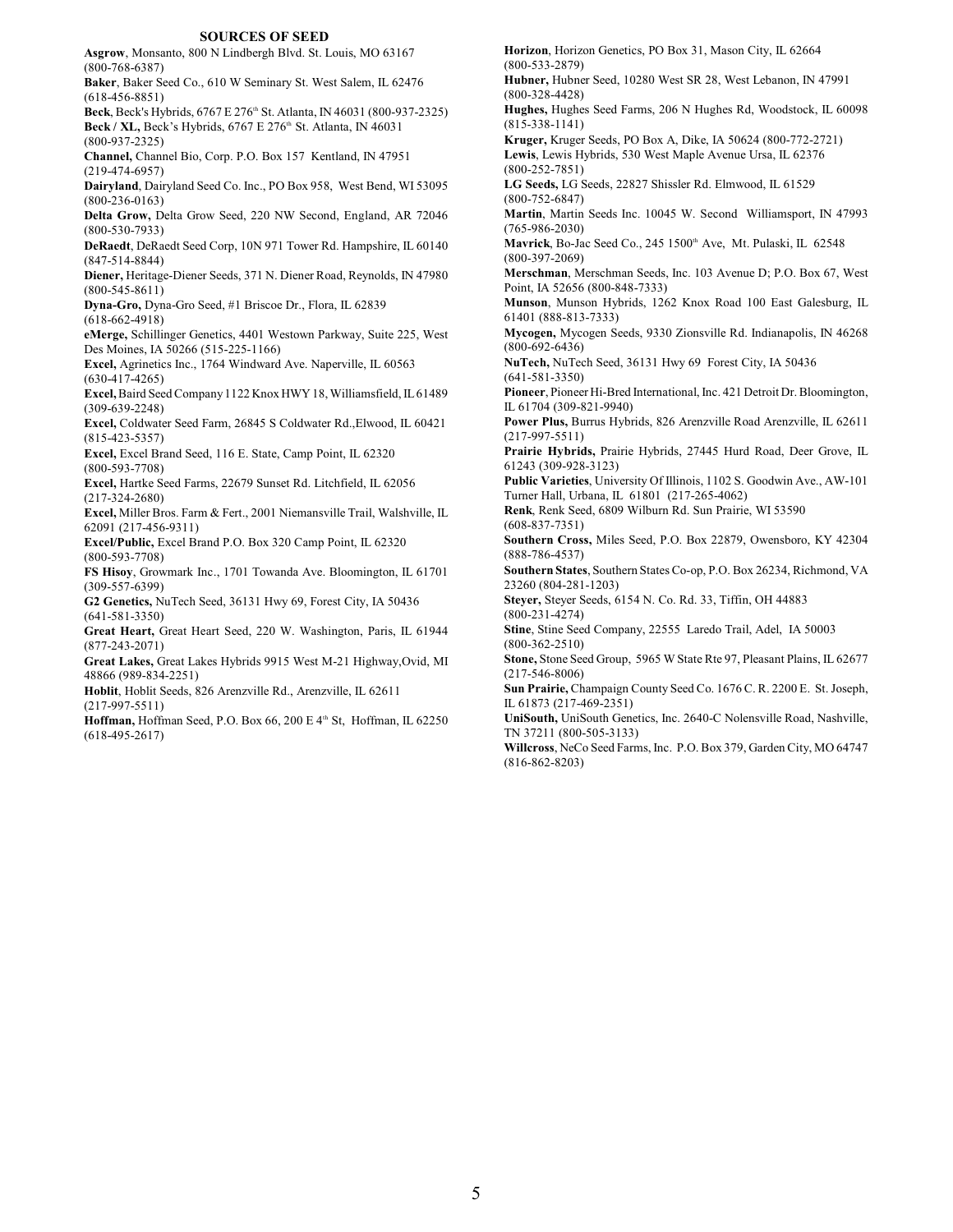## SOURCES OF SEED

**Asgrow**, Monsanto, 800 N Lindbergh Blvd. St. Louis, MO 63167 (800-768-6387)

**Baker**, Baker Seed Co., 610 W Seminary St. West Salem, IL 62476 (618-456-8851)

**Beck**, Beck's Hybrids, 6767 E 276th St. Atlanta, IN 46031 (800-937-2325)

**Beck / XL,** Beck's Hybrids, 6767 E 276th St. Atlanta, IN 46031 (800-937-2325)

**Channel,** Channel Bio, Corp. P.O. Box 157 Kentland, IN 47951 (219-474-6957)

**Dairyland**, Dairyland Seed Co. Inc., PO Box 958, West Bend, WI 53095 (800-236-0163)

**Delta Grow,** Delta Grow Seed, 220 NW Second, England, AR 72046 (800-530-7933)

**DeRaedt**, DeRaedt Seed Corp, 10N 971 Tower Rd. Hampshire, IL 60140 (847-514-8844)

**Diener,** Heritage-Diener Seeds, 371 N. Diener Road, Reynolds, IN 47980 (800-545-8611)

**Dyna-Gro,** Dyna-Gro Seed, #1 Briscoe Dr., Flora, IL 62839 (618-662-4918)

**eMerge,** Schillinger Genetics, 4401 Westown Parkway, Suite 225, West Des Moines, IA 50266 (515-225-1166)

**Excel,** Agrinetics Inc., 1764 Windward Ave. Naperville, IL 60563 (630-417-4265)

**Excel,** Baird Seed Company 1122 Knox HWY 18, Williamsfield, IL 61489 (309-639-2248)

**Excel,** Coldwater Seed Farm, 26845 S Coldwater Rd.,Elwood, IL 60421 (815-423-5357)

**Excel,** Excel Brand Seed, 116 E. State, Camp Point, IL 62320 (800-593-7708)

**Excel,** Hartke Seed Farms, 22679 Sunset Rd. Litchfield, IL 62056 (217-324-2680)

**Excel,** Miller Bros. Farm & Fert., 2001 Niemansville Trail, Walshville, IL 62091 (217-456-9311)

**Excel/Public,** Excel Brand P.O. Box 320 Camp Point, IL 62320 (800-593-7708)

**FS Hisoy**, Growmark Inc., 1701 Towanda Ave. Bloomington, IL 61701 (309-557-6399)

**G2 Genetics,** NuTech Seed, 36131 Hwy 69, Forest City, IA 50436 (641-581-3350)

**Great Heart,** Great Heart Seed, 220 W. Washington, Paris, IL 61944 (877-243-2071)

**Great Lakes,** Great Lakes Hybrids 9915 West M-21 Highway,Ovid, MI 48866 (989-834-2251)

**Hoblit**, Hoblit Seeds, 826 Arenzville Rd., Arenzville, IL 62611 (217-997-5511)

**Hoffman,** Hoffman Seed, P.O. Box 66, 200 E 4th St, Hoffman, IL 62250 (618-495-2617)

**Horizon**, Horizon Genetics, PO Box 31, Mason City, IL 62664 (800-533-2879)

**Hubner,** Hubner Seed, 10280 West SR 28, West Lebanon, IN 47991 (800-328-4428)

**Hughes,** Hughes Seed Farms, 206 N Hughes Rd, Woodstock, IL 60098 (815-338-1141)

**Kruger,** Kruger Seeds, PO Box A, Dike, IA 50624 (800-772-2721)

**Lewis**, Lewis Hybrids, 530 West Maple Avenue Ursa, IL 62376 (800-252-7851)

**LG Seeds,** LG Seeds, 22827 Shissler Rd. Elmwood, IL 61529 (800-752-6847)

**Martin**, Martin Seeds Inc. 10045 W. Second Williamsport, IN 47993 (765-986-2030)

**Mavrick**, Bo-Jac Seed Co., 245 1500th Ave, Mt. Pulaski, IL 62548 (800-397-2069)

**Merschman**, Merschman Seeds, Inc. 103 Avenue D; P.O. Box 67, West Point, IA 52656 (800-848-7333)

**Munson**, Munson Hybrids, 1262 Knox Road 100 East Galesburg, IL 61401 (888-813-7333)

**Mycogen,** Mycogen Seeds, 9330 Zionsville Rd. Indianapolis, IN 46268 (800-692-6436)

**NuTech,** NuTech Seed, 36131 Hwy 69 Forest City, IA 50436 (641-581-3350)

**Pioneer**, Pioneer Hi-Bred International, Inc. 421 Detroit Dr. Bloomington, IL 61704 (309-821-9940)

**Power Plus,** Burrus Hybrids, 826 Arenzville Road Arenzville, IL 62611 (217-997-5511)

**Prairie Hybrids,** Prairie Hybrids, 27445 Hurd Road, Deer Grove, IL 61243 (309-928-3123)

**Public Varieties**, University Of Illinois, 1102 S. Goodwin Ave., AW-101 Turner Hall, Urbana, IL 61801 (217-265-4062)

**Renk**, Renk Seed, 6809 Wilburn Rd. Sun Prairie, WI 53590 (608-837-7351)

**Southern Cross,** Miles Seed, P.O. Box 22879, Owensboro, KY 42304 (888-786-4537)

**Southern States**, Southern States Co-op, P.O. Box 26234, Richmond, VA 23260 (804-281-1203)

**Steyer,** Steyer Seeds, 6154 N. Co. Rd. 33, Tiffin, OH 44883 (800-231-4274)

**Stine**, Stine Seed Company, 22555 Laredo Trail, Adel, IA 50003 (800-362-2510)

**Stone,** Stone Seed Group, 5965 W State Rte 97, Pleasant Plains, IL 62677 (217-546-8006)

**Sun Prairie,** Champaign County Seed Co. 1676 C. R. 2200 E. St. Joseph, IL 61873 (217-469-2351)

**UniSouth,** UniSouth Genetics, Inc. 2640-C Nolensville Road, Nashville, TN 37211 (800-505-3133)

**Willcross**, NeCo Seed Farms, Inc. P.O. Box 379, Garden City, MO 64747 (816-862-8203)